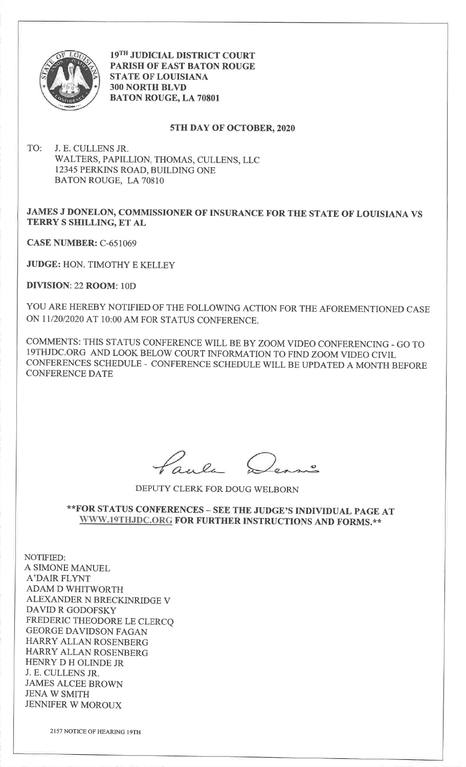**19TH JUDICIAL DISTRICT COURT**
**PARISH OF EAST BATON ROUGE**
**STATE OF LOUISIANA**
**300 NORTH BLVD**
**BATON ROUGE, LA 70801**

**5TH DAY OF OCTOBER, 2020**

TO: J. E. CULLENS JR.
WALTERS, PAPILLION, THOMAS, CULLENS, LLC
12345 PERKINS ROAD, BUILDING ONE
BATON ROUGE, LA 70810

**JAMES J DONELON, COMMISSIONER OF INSURANCE FOR THE STATE OF LOUISIANA VS TERRY S SHILLING, ET AL**

**CASE NUMBER:** C-651069

**JUDGE:** HON. TIMOTHY E KELLEY

**DIVISION**: 22 **ROOM**: 10D

YOU ARE HEREBY NOTIFIED OF THE FOLLOWING ACTION FOR THE AFOREMENTIONED CASE ON 11/20/2020 AT 10:00 AM FOR STATUS CONFERENCE.

COMMENTS: THIS STATUS CONFERENCE WILL BE BY ZOOM VIDEO CONFERENCING - GO TO 19THJDC.ORG AND LOOK BELOW COURT INFORMATION TO FIND ZOOM VIDEO CIVIL CONFERENCES SCHEDULE - CONFERENCE SCHEDULE WILL BE UPDATED A MONTH BEFORE CONFERENCE DATE

Paula Dennis

DEPUTY CLERK FOR DOUG WELBORN

**\*\*FOR STATUS CONFERENCES – SEE THE JUDGE'S INDIVIDUAL PAGE AT WWW.19THJDC.ORG FOR FURTHER INSTRUCTIONS AND FORMS.\*\***

NOTIFIED:
A SIMONE MANUEL
A'DAIR FLYNT
ADAM D WHITWORTH
ALEXANDER N BRECKINRIDGE V
DAVID R GODOFSKY
FREDERIC THEODORE LE CLERCQ
GEORGE DAVIDSON FAGAN
HARRY ALLAN ROSENBERG
HARRY ALLAN ROSENBERG
HENRY D H OLINDE JR
J. E. CULLENS JR.
JAMES ALCEE BROWN
JENA W SMITH
JENNIFER W MOROUX

2157 NOTICE OF HEARING 19TH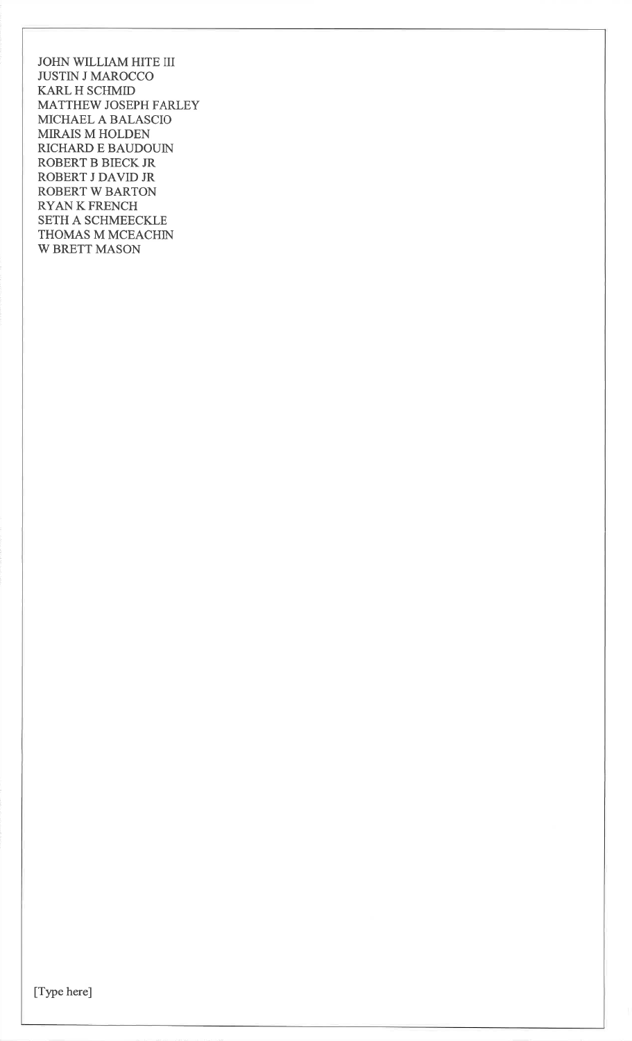JOHN WILLIAM HITE III
JUSTIN J MAROCCO
KARL H SCHMID
MATTHEW JOSEPH FARLEY
MICHAEL A BALASCIO
MIRAIS M HOLDEN
RICHARD E BAUDOUIN
ROBERT B BIECK JR
ROBERT J DAVID JR
ROBERT W BARTON
RYAN K FRENCH
SETH A SCHMEECKLE
THOMAS M MCEACHIN
W BRETT MASON

[Type here]